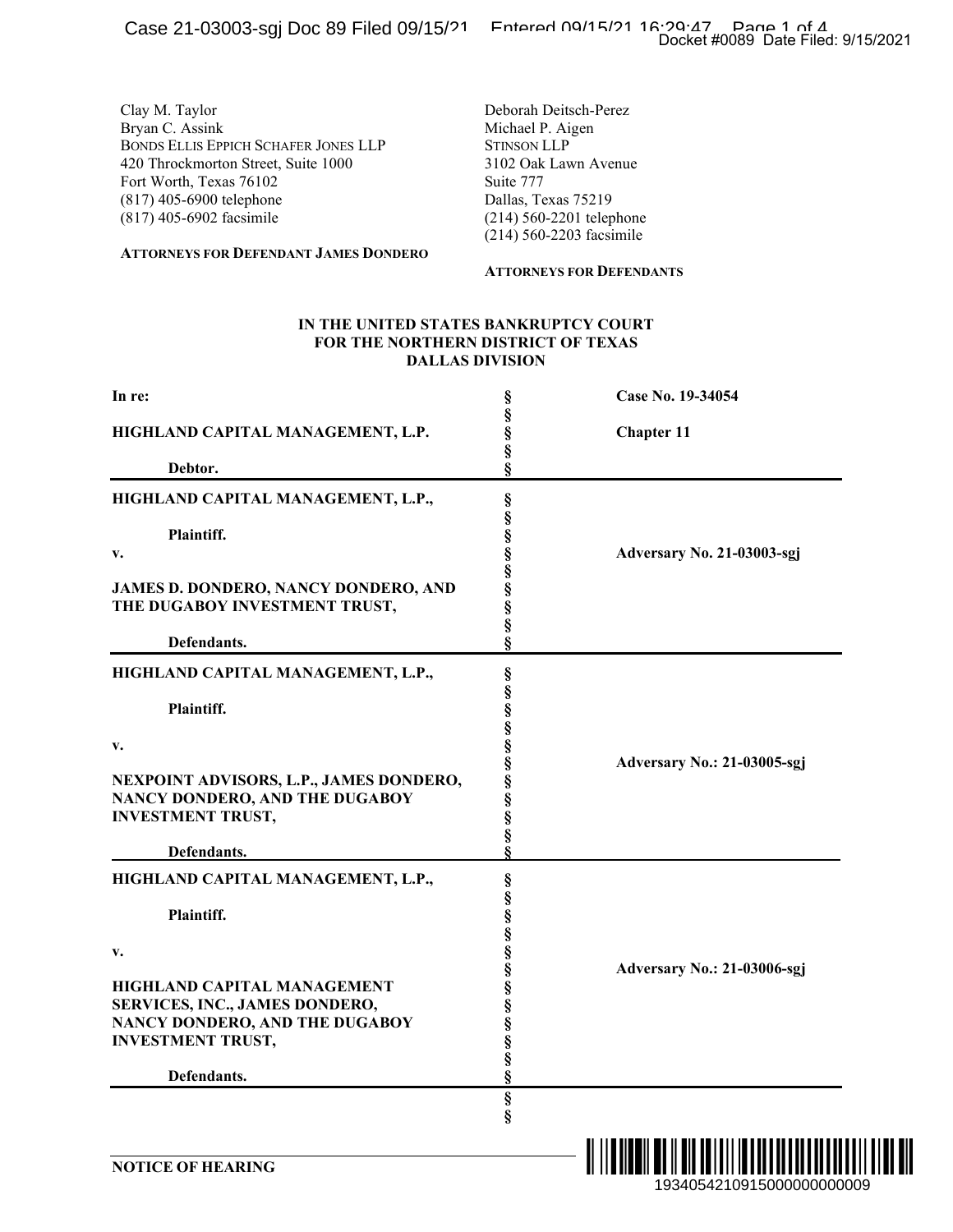Clay M. Taylor
Bryan C. Assink
BONDS ELLIS EPPICH SCHAFER JONES LLP
420 Throckmorton Street, Suite 1000
Fort Worth, Texas 76102
(817) 405-6900 telephone
(817) 405-6902 facsimile

**ATTORNEYS FOR DEFENDANT JAMES DONDERO**

Deborah Deitsch-Perez
Michael P. Aigen
STINSON LLP
3102 Oak Lawn Avenue
Suite 777
Dallas, Texas 75219
(214) 560-2201 telephone
(214) 560-2203 facsimile

**ATTORNEYS FOR DEFENDANTS**

**IN THE UNITED STATES BANKRUPTCY COURT**
**FOR THE NORTHERN DISTRICT OF TEXAS**
**DALLAS DIVISION**

| | | |
|---|---|---|
| **In re:**<br><br>**HIGHLAND CAPITAL MANAGEMENT, L.P.**<br><br>**Debtor.** | §<br>§<br>§<br>§<br>§ | **Case No. 19-34054**<br><br>**Chapter 11** |
| **HIGHLAND CAPITAL MANAGEMENT, L.P.,**<br><br>**Plaintiff.**<br>**v.**<br><br>**JAMES D. DONDERO, NANCY DONDERO, AND THE DUGABOY INVESTMENT TRUST,**<br><br>**Defendants.** | §<br>§<br>§<br>§<br>§<br>§<br>§<br>§<br>§ | **Adversary No. 21-03003-sgj** |
| **HIGHLAND CAPITAL MANAGEMENT, L.P.,**<br><br>**Plaintiff.**<br><br>**v.**<br><br>**NEXPOINT ADVISORS, L.P., JAMES DONDERO, NANCY DONDERO, AND THE DUGABOY INVESTMENT TRUST,**<br><br>**Defendants.** | §<br>§<br>§<br>§<br>§<br>§<br>§<br>§<br>§<br>§<br>§ | **Adversary No.: 21-03005-sgj** |
| **HIGHLAND CAPITAL MANAGEMENT, L.P.,**<br><br>**Plaintiff.**<br><br>**v.**<br><br>**HIGHLAND CAPITAL MANAGEMENT SERVICES, INC., JAMES DONDERO, NANCY DONDERO, AND THE DUGABOY INVESTMENT TRUST,**<br><br>**Defendants.** | §<br>§<br>§<br>§<br>§<br>§<br>§<br>§<br>§<br>§<br>§<br>§ | **Adversary No.: 21-03006-sgj** |

**NOTICE OF HEARING**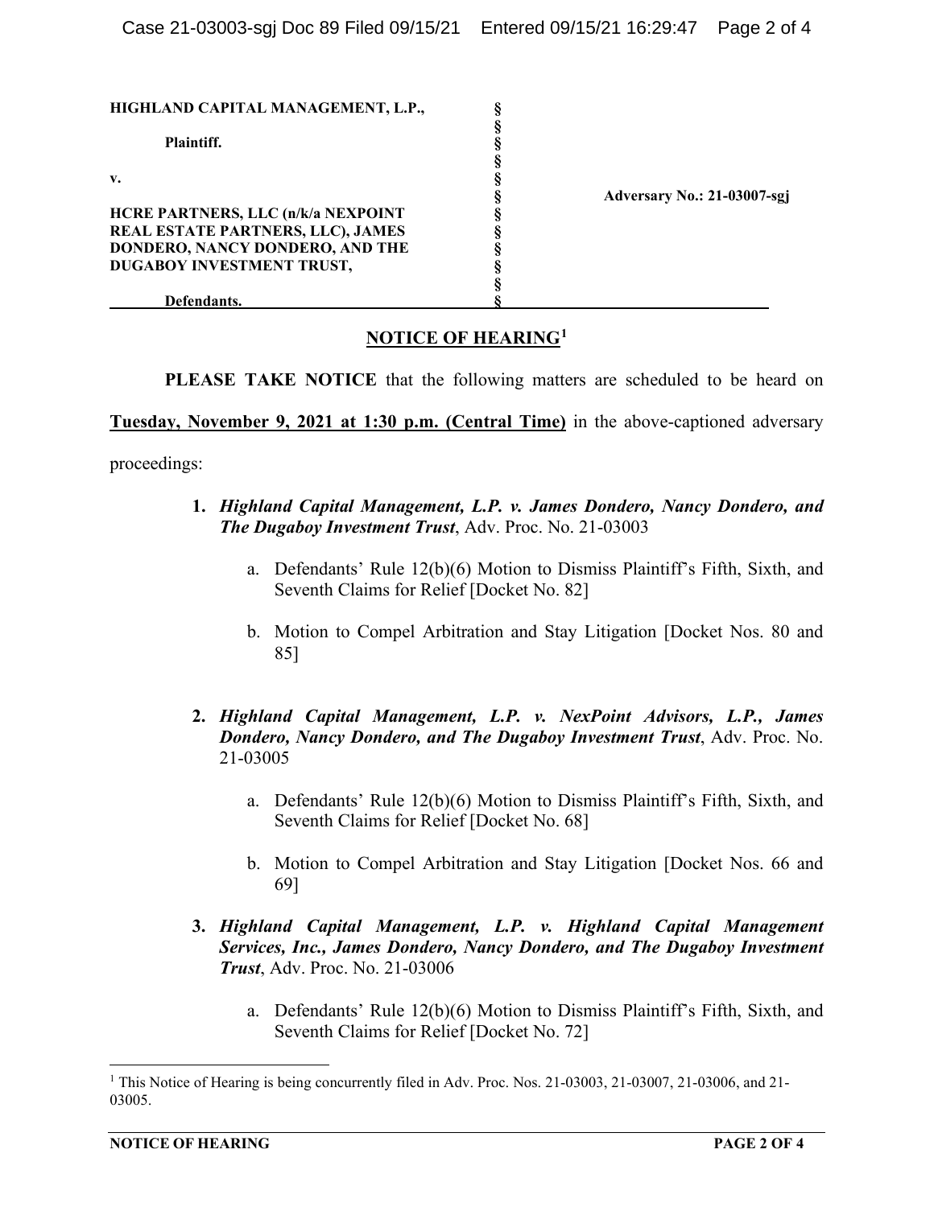| | | |
|---|---|---|
| **HIGHLAND CAPITAL MANAGEMENT, L.P.,**<br><br>**Plaintiff.**<br><br>**v.**<br><br>**HCRE PARTNERS, LLC (n/k/a NEXPOINT REAL ESTATE PARTNERS, LLC), JAMES DONDERO, NANCY DONDERO, AND THE DUGABOY INVESTMENT TRUST,**<br><br>**Defendants.** | §<br>§<br>§<br>§<br>§<br>§<br>§<br>§<br>§<br>§<br>§<br>§ | **Adversary No.: 21-03007-sgj** |

## NOTICE OF HEARING[1]

**PLEASE TAKE NOTICE** that the following matters are scheduled to be heard on **Tuesday, November 9, 2021 at 1:30 p.m. (Central Time)** in the above-captioned adversary proceedings:

1. ***Highland Capital Management, L.P. v. James Dondero, Nancy Dondero, and The Dugaboy Investment Trust***, Adv. Proc. No. 21-03003

   a. Defendants' Rule 12(b)(6) Motion to Dismiss Plaintiff's Fifth, Sixth, and Seventh Claims for Relief [Docket No. 82]

   b. Motion to Compel Arbitration and Stay Litigation [Docket Nos. 80 and 85]

2. ***Highland Capital Management, L.P. v. NexPoint Advisors, L.P., James Dondero, Nancy Dondero, and The Dugaboy Investment Trust***, Adv. Proc. No. 21-03005

   a. Defendants' Rule 12(b)(6) Motion to Dismiss Plaintiff's Fifth, Sixth, and Seventh Claims for Relief [Docket No. 68]

   b. Motion to Compel Arbitration and Stay Litigation [Docket Nos. 66 and 69]

3. ***Highland Capital Management, L.P. v. Highland Capital Management Services, Inc., James Dondero, Nancy Dondero, and The Dugaboy Investment Trust***, Adv. Proc. No. 21-03006

   a. Defendants' Rule 12(b)(6) Motion to Dismiss Plaintiff's Fifth, Sixth, and Seventh Claims for Relief [Docket No. 72]

---

[1] This Notice of Hearing is being concurrently filed in Adv. Proc. Nos. 21-03003, 21-03007, 21-03006, and 21-03005.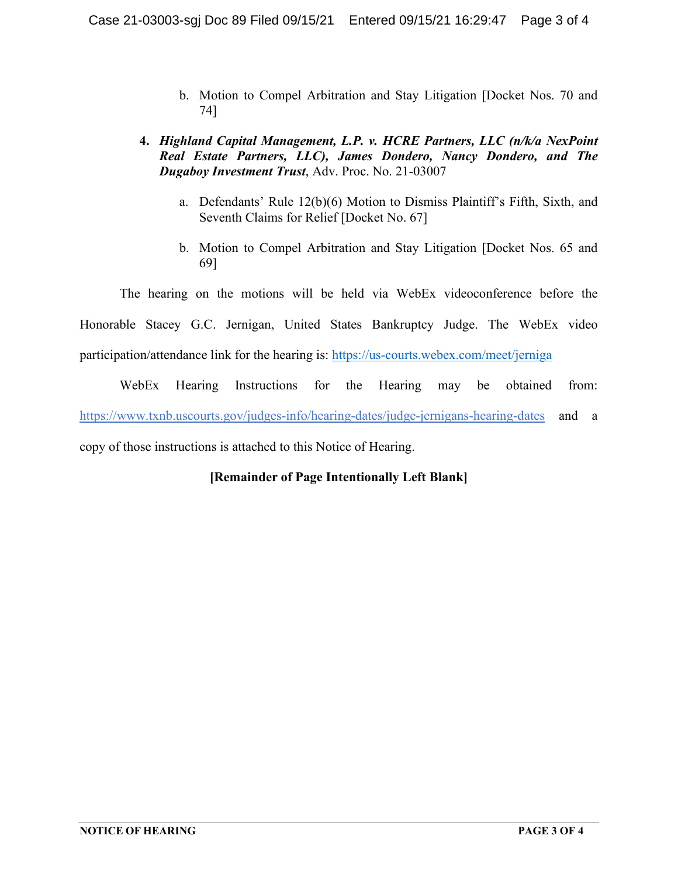b. Motion to Compel Arbitration and Stay Litigation [Docket Nos. 70 and 74]

4. ***Highland Capital Management, L.P. v. HCRE Partners, LLC (n/k/a NexPoint Real Estate Partners, LLC), James Dondero, Nancy Dondero, and The Dugaboy Investment Trust***, Adv. Proc. No. 21-03007

   a. Defendants' Rule 12(b)(6) Motion to Dismiss Plaintiff's Fifth, Sixth, and Seventh Claims for Relief [Docket No. 67]

   b. Motion to Compel Arbitration and Stay Litigation [Docket Nos. 65 and 69]

The hearing on the motions will be held via WebEx videoconference before the Honorable Stacey G.C. Jernigan, United States Bankruptcy Judge. The WebEx video participation/attendance link for the hearing is: https://us-courts.webex.com/meet/jerniga

WebEx Hearing Instructions for the Hearing may be obtained from: https://www.txnb.uscourts.gov/judges-info/hearing-dates/judge-jernigans-hearing-dates and a copy of those instructions is attached to this Notice of Hearing.

**[Remainder of Page Intentionally Left Blank]**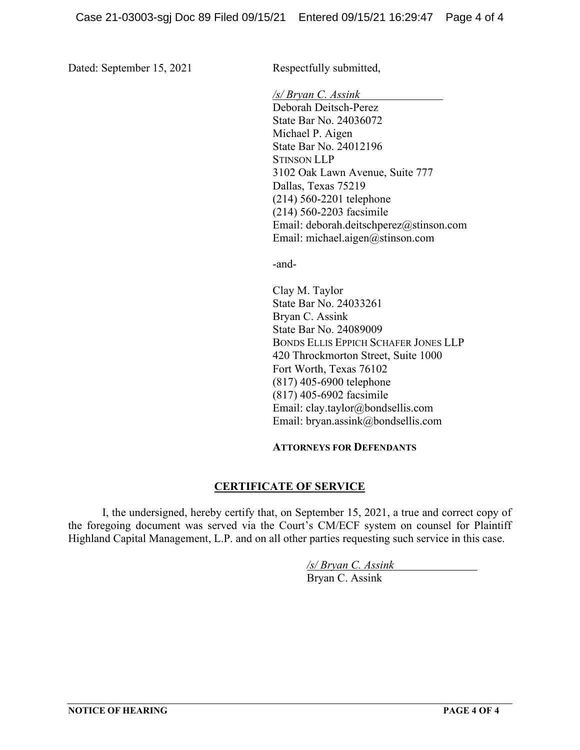Dated: September 15, 2021

Respectfully submitted,

*/s/ Bryan C. Assink*
Deborah Deitsch-Perez
State Bar No. 24036072
Michael P. Aigen
State Bar No. 24012196
STINSON LLP
3102 Oak Lawn Avenue, Suite 777
Dallas, Texas 75219
(214) 560-2201 telephone
(214) 560-2203 facsimile
Email: deborah.deitschperez@stinson.com
Email: michael.aigen@stinson.com

-and-

Clay M. Taylor
State Bar No. 24033261
Bryan C. Assink
State Bar No. 24089009
BONDS ELLIS EPPICH SCHAFER JONES LLP
420 Throckmorton Street, Suite 1000
Fort Worth, Texas 76102
(817) 405-6900 telephone
(817) 405-6902 facsimile
Email: clay.taylor@bondsellis.com
Email: bryan.assink@bondsellis.com

**ATTORNEYS FOR DEFENDANTS**

## CERTIFICATE OF SERVICE

I, the undersigned, hereby certify that, on September 15, 2021, a true and correct copy of the foregoing document was served via the Court's CM/ECF system on counsel for Plaintiff Highland Capital Management, L.P. and on all other parties requesting such service in this case.

*/s/ Bryan C. Assink*
Bryan C. Assink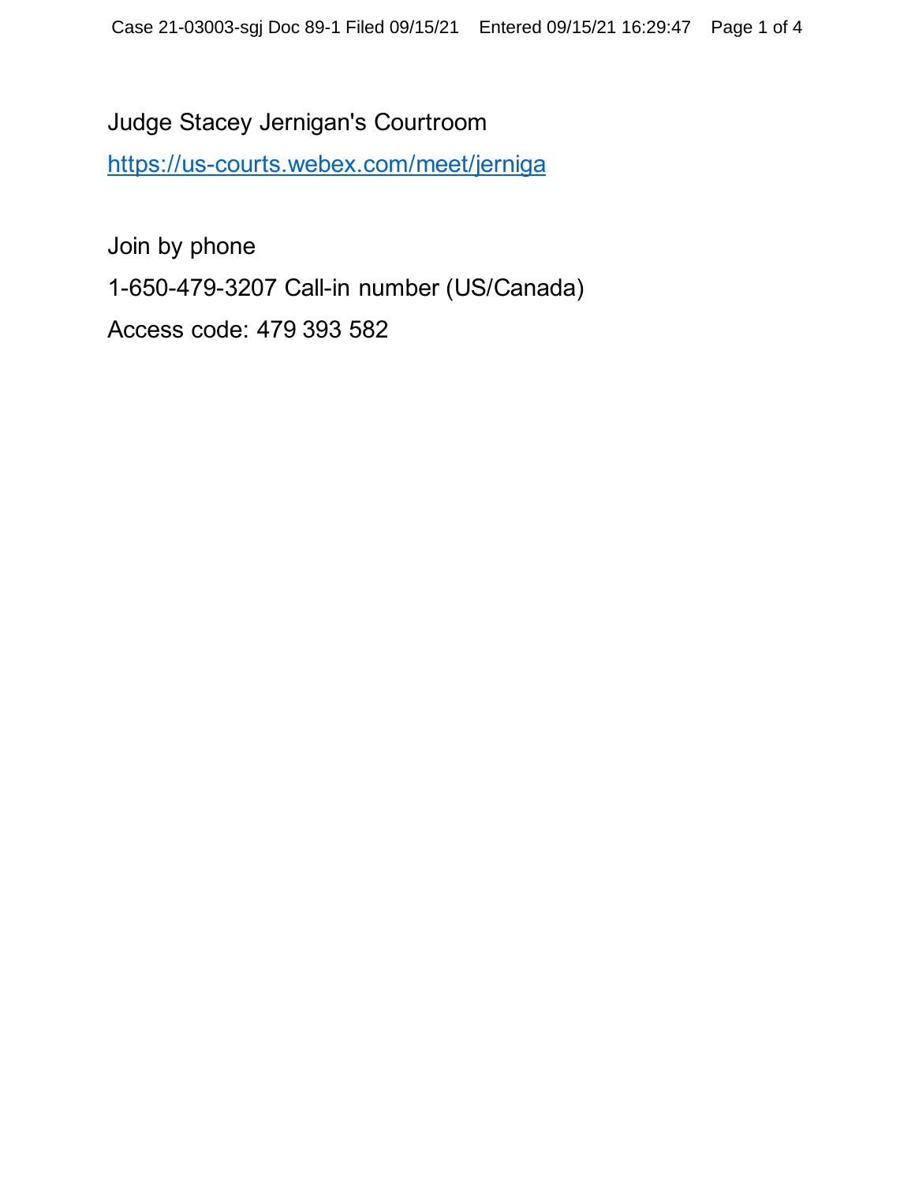Judge Stacey Jernigan's Courtroom

https://us-courts.webex.com/meet/jerniga

Join by phone

1-650-479-3207 Call-in number (US/Canada)

Access code: 479 393 582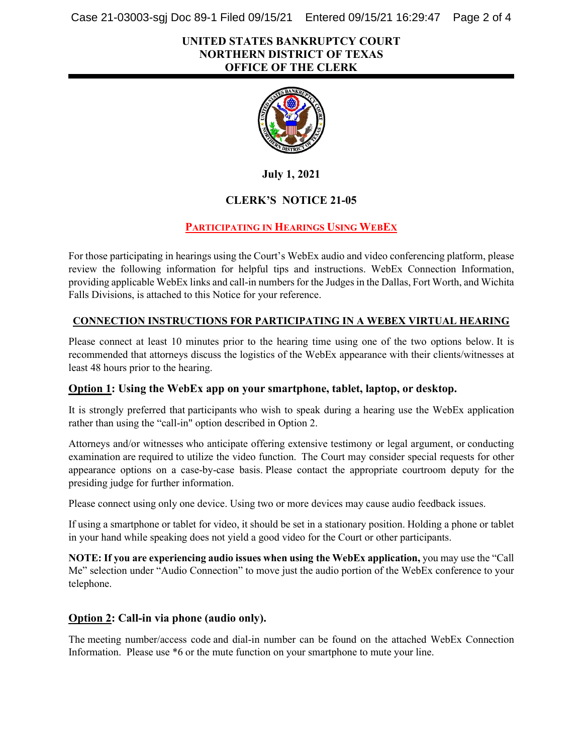**UNITED STATES BANKRUPTCY COURT**
**NORTHERN DISTRICT OF TEXAS**
**OFFICE OF THE CLERK**

**July 1, 2021**

## CLERK'S NOTICE 21-05

### PARTICIPATING IN HEARINGS USING WEBEX

For those participating in hearings using the Court's WebEx audio and video conferencing platform, please review the following information for helpful tips and instructions. WebEx Connection Information, providing applicable WebEx links and call-in numbers for the Judges in the Dallas, Fort Worth, and Wichita Falls Divisions, is attached to this Notice for your reference.

### CONNECTION INSTRUCTIONS FOR PARTICIPATING IN A WEBEX VIRTUAL HEARING

Please connect at least 10 minutes prior to the hearing time using one of the two options below. It is recommended that attorneys discuss the logistics of the WebEx appearance with their clients/witnesses at least 48 hours prior to the hearing.

### Option 1: Using the WebEx app on your smartphone, tablet, laptop, or desktop.

It is strongly preferred that participants who wish to speak during a hearing use the WebEx application rather than using the "call-in" option described in Option 2.

Attorneys and/or witnesses who anticipate offering extensive testimony or legal argument, or conducting examination are required to utilize the video function. The Court may consider special requests for other appearance options on a case-by-case basis. Please contact the appropriate courtroom deputy for the presiding judge for further information.

Please connect using only one device. Using two or more devices may cause audio feedback issues.

If using a smartphone or tablet for video, it should be set in a stationary position. Holding a phone or tablet in your hand while speaking does not yield a good video for the Court or other participants.

**NOTE: If you are experiencing audio issues when using the WebEx application,** you may use the "Call Me" selection under "Audio Connection" to move just the audio portion of the WebEx conference to your telephone.

### Option 2: Call-in via phone (audio only).

The meeting number/access code and dial-in number can be found on the attached WebEx Connection Information. Please use *6 or the mute function on your smartphone to mute your line.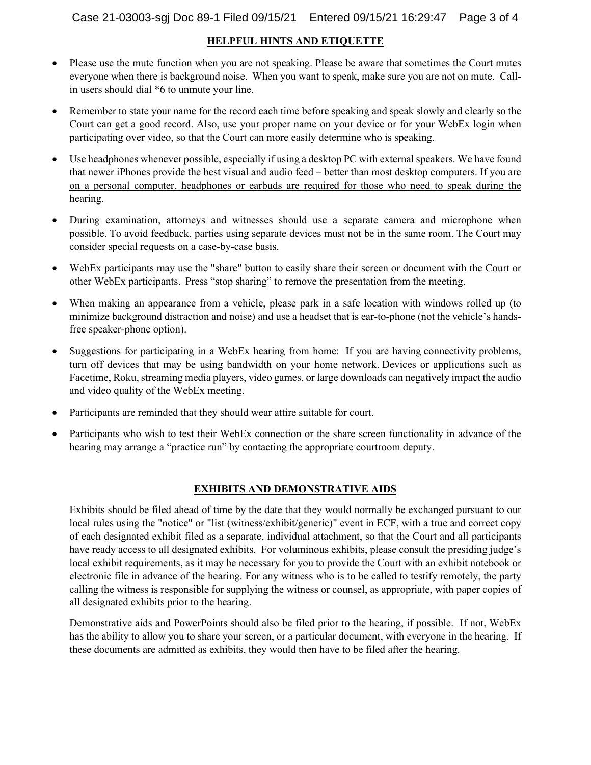## HELPFUL HINTS AND ETIQUETTE

- Please use the mute function when you are not speaking. Please be aware that sometimes the Court mutes everyone when there is background noise. When you want to speak, make sure you are not on mute. Call-in users should dial *6 to unmute your line.
- Remember to state your name for the record each time before speaking and speak slowly and clearly so the Court can get a good record. Also, use your proper name on your device or for your WebEx login when participating over video, so that the Court can more easily determine who is speaking.
- Use headphones whenever possible, especially if using a desktop PC with external speakers. We have found that newer iPhones provide the best visual and audio feed – better than most desktop computers. <u>If you are on a personal computer, headphones or earbuds are required for those who need to speak during the hearing.</u>
- During examination, attorneys and witnesses should use a separate camera and microphone when possible. To avoid feedback, parties using separate devices must not be in the same room. The Court may consider special requests on a case-by-case basis.
- WebEx participants may use the "share" button to easily share their screen or document with the Court or other WebEx participants. Press "stop sharing" to remove the presentation from the meeting.
- When making an appearance from a vehicle, please park in a safe location with windows rolled up (to minimize background distraction and noise) and use a headset that is ear-to-phone (not the vehicle's hands-free speaker-phone option).
- Suggestions for participating in a WebEx hearing from home: If you are having connectivity problems, turn off devices that may be using bandwidth on your home network. Devices or applications such as Facetime, Roku, streaming media players, video games, or large downloads can negatively impact the audio and video quality of the WebEx meeting.
- Participants are reminded that they should wear attire suitable for court.
- Participants who wish to test their WebEx connection or the share screen functionality in advance of the hearing may arrange a "practice run" by contacting the appropriate courtroom deputy.

## EXHIBITS AND DEMONSTRATIVE AIDS

Exhibits should be filed ahead of time by the date that they would normally be exchanged pursuant to our local rules using the "notice" or "list (witness/exhibit/generic)" event in ECF, with a true and correct copy of each designated exhibit filed as a separate, individual attachment, so that the Court and all participants have ready access to all designated exhibits. For voluminous exhibits, please consult the presiding judge's local exhibit requirements, as it may be necessary for you to provide the Court with an exhibit notebook or electronic file in advance of the hearing. For any witness who is to be called to testify remotely, the party calling the witness is responsible for supplying the witness or counsel, as appropriate, with paper copies of all designated exhibits prior to the hearing.

Demonstrative aids and PowerPoints should also be filed prior to the hearing, if possible. If not, WebEx has the ability to allow you to share your screen, or a particular document, with everyone in the hearing. If these documents are admitted as exhibits, they would then have to be filed after the hearing.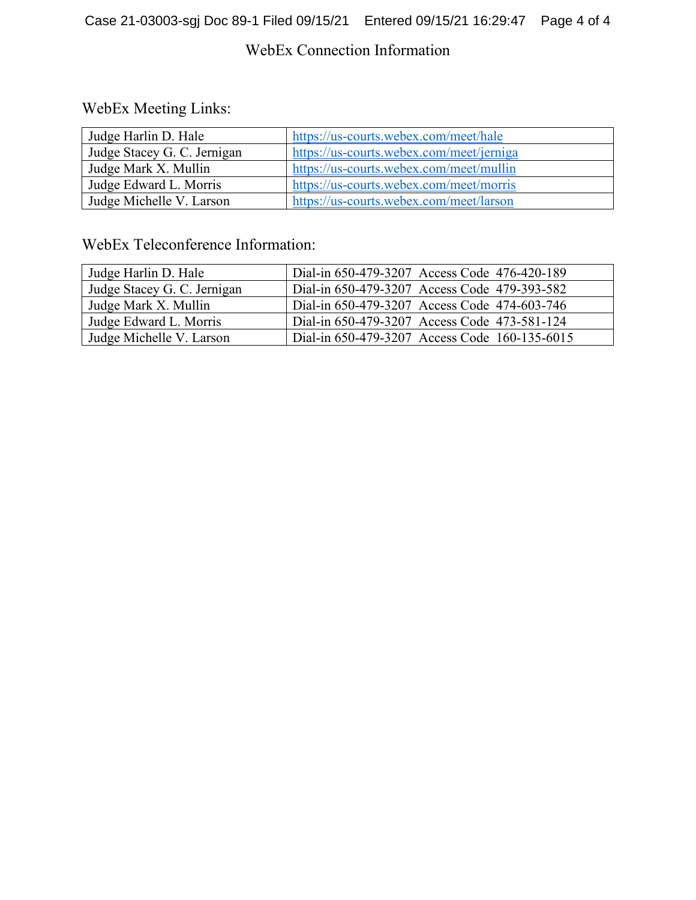# WebEx Connection Information

## WebEx Meeting Links:

| | |
|---|---|
| Judge Harlin D. Hale | https://us-courts.webex.com/meet/hale |
| Judge Stacey G. C. Jernigan | https://us-courts.webex.com/meet/jerniga |
| Judge Mark X. Mullin | https://us-courts.webex.com/meet/mullin |
| Judge Edward L. Morris | https://us-courts.webex.com/meet/morris |
| Judge Michelle V. Larson | https://us-courts.webex.com/meet/larson |

## WebEx Teleconference Information:

| | |
|---|---|
| Judge Harlin D. Hale | Dial-in 650-479-3207 Access Code 476-420-189 |
| Judge Stacey G. C. Jernigan | Dial-in 650-479-3207 Access Code 479-393-582 |
| Judge Mark X. Mullin | Dial-in 650-479-3207 Access Code 474-603-746 |
| Judge Edward L. Morris | Dial-in 650-479-3207 Access Code 473-581-124 |
| Judge Michelle V. Larson | Dial-in 650-479-3207 Access Code 160-135-6015 |